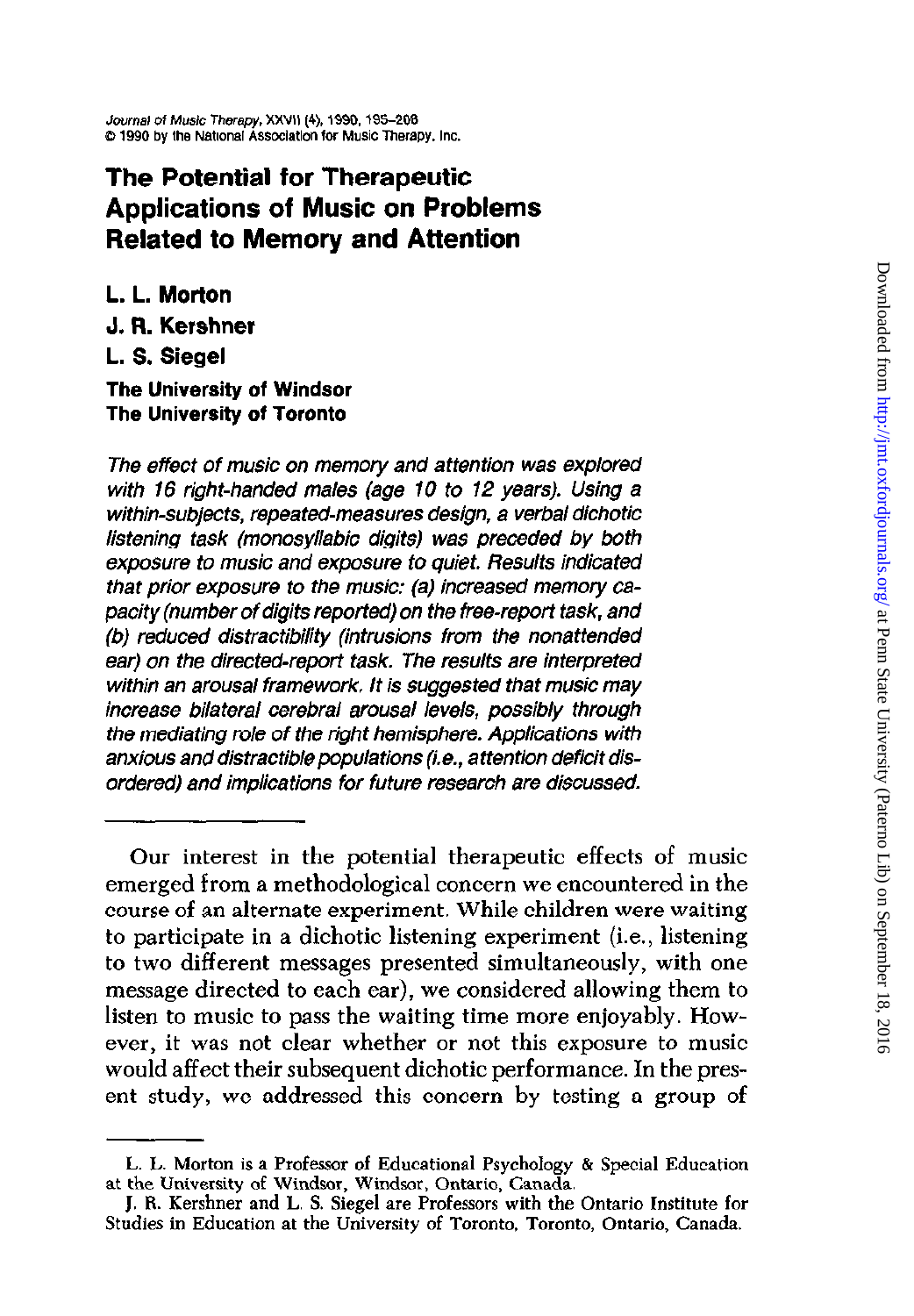# The Potential for Therapeutic Applications of Music on Problems Related to Memory and Attention

**L. L. Morton**

**J. R. Kershner**

**L. S. Siegel**

**The University of Windsor**
**The University of Toronto**

*The effect of music on memory and attention was explored with 16 right-handed males (age 10 to 12 years). Using a within-subjects, repeated-measures design, a verbal dichotic listening task (monosyllabic digits) was preceded by both exposure to music and exposure to quiet. Results indicated that prior exposure to the music: (a) increased memory capacity (number of digits reported) on the free-report task, and (b) reduced distractibility (intrusions from the nonattended ear) on the directed-report task. The results are interpreted within an arousal framework. It is suggested that music may increase bilateral cerebral arousal levels, possibly through the mediating role of the right hemisphere. Applications with anxious and distractible populations (i.e., attention deficit disordered) and implications for future research are discussed.*

---

Our interest in the potential therapeutic effects of music emerged from a methodological concern we encountered in the course of an alternate experiment. While children were waiting to participate in a dichotic listening experiment (i.e., listening to two different messages presented simultaneously, with one message directed to each ear), we considered allowing them to listen to music to pass the waiting time more enjoyably. However, it was not clear whether or not this exposure to music would affect their subsequent dichotic performance. In the present study, we addressed this concern by testing a group of

---

L. L. Morton is a Professor of Educational Psychology & Special Education at the University of Windsor, Windsor, Ontario, Canada.

J. R. Kershner and L. S. Siegel are Professors with the Ontario Institute for Studies in Education at the University of Toronto, Toronto, Ontario, Canada.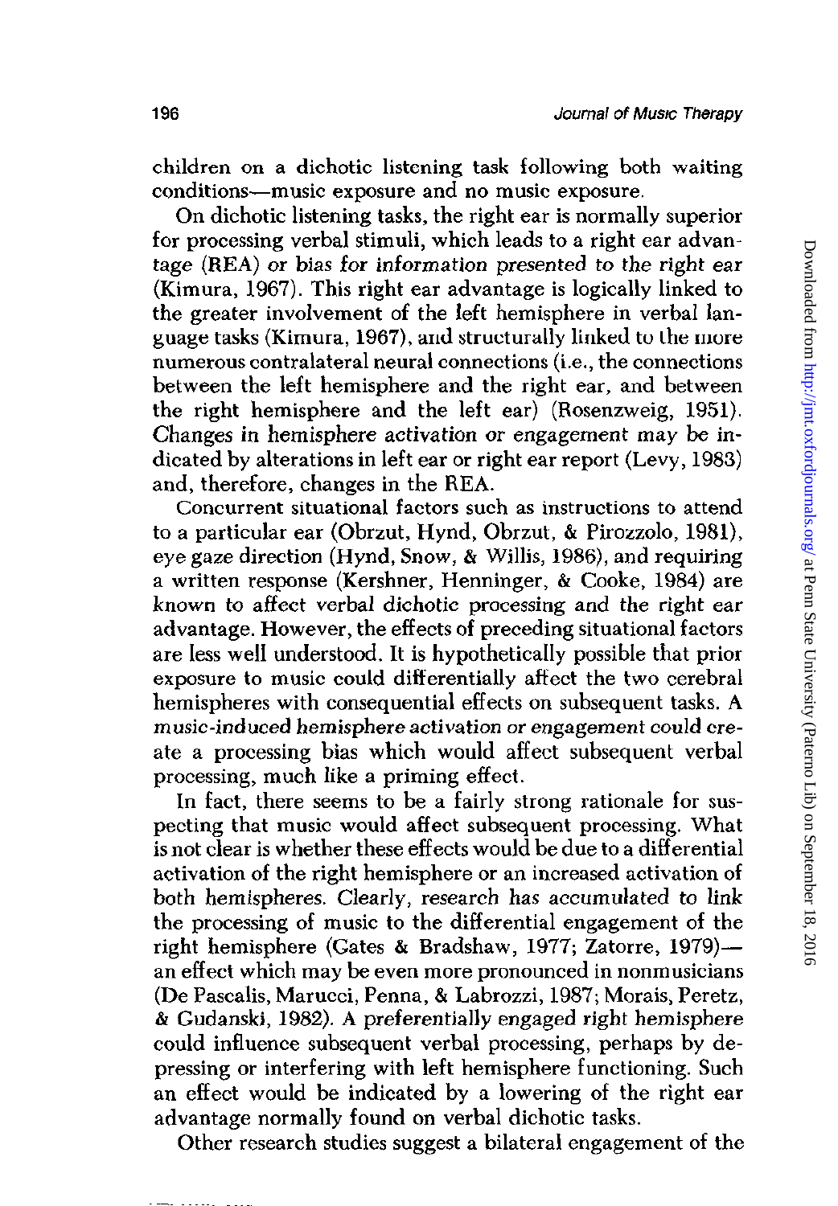children on a dichotic listening task following both waiting conditions—music exposure and no music exposure.

On dichotic listening tasks, the right ear is normally superior for processing verbal stimuli, which leads to a right ear advantage (REA) *or bias for information presented to the right ear* (Kimura, 1967). This right ear advantage is logically linked to the greater involvement of the left hemisphere in verbal language tasks (Kimura, 1967), and structurally linked to the more numerous contralateral neural connections (i.e., the connections between the left hemisphere and the right ear, and between the right hemisphere and the left ear) (Rosenzweig, 1951). Changes in *hemisphere activation or engagement* may be indicated by alterations in left ear or right ear report (Levy, 1983) and, therefore, changes in the REA.

Concurrent situational factors such as instructions to attend to a particular ear (Obrzut, Hynd, Obrzut, & Pirozzolo, 1981), eye gaze direction (Hynd, Snow, & Willis, 1986), and requiring a written response (Kershner, Henninger, & Cooke, 1984) are known to affect verbal dichotic processing and the right ear advantage. However, the effects of preceding situational factors are less well understood. It is hypothetically possible that prior exposure to music could differentially affect the two cerebral hemispheres with consequential effects on subsequent tasks. A *music-induced hemisphere activation or engagement* could create a processing bias which would affect subsequent verbal processing, much like a priming effect.

In fact, there seems to be a fairly strong rationale for suspecting that music would affect subsequent processing. What is not clear is whether these effects would be due to a differential activation of the right hemisphere or an increased activation of both hemispheres. Clearly, research has accumulated to link the processing of music to the differential engagement of the right hemisphere (Gates & Bradshaw, 1977; Zatorre, 1979)—an effect which may be even more pronounced in nonmusicians (De Pascalis, Marucci, Penna, & Labrozzi, 1987; Morais, Peretz, & Gudanski, 1982). A preferentially engaged right hemisphere could influence subsequent verbal processing, perhaps by depressing or interfering with left hemisphere functioning. Such an effect would be indicated by a lowering of the right ear advantage normally found on verbal dichotic tasks.

Other research studies suggest a bilateral engagement of the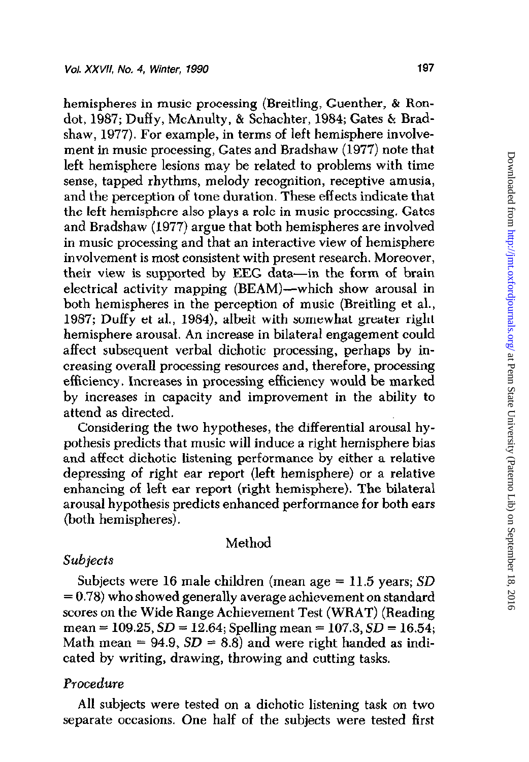hemispheres in music processing (Breitling, Guenther, & Rondot, 1987; Duffy, McAnulty, & Schachter, 1984; Gates & Bradshaw, 1977). For example, in terms of left hemisphere involvement in music processing, Gates and Bradshaw (1977) note that left hemisphere lesions may be related to problems with time sense, tapped rhythms, melody recognition, receptive amusia, and the perception of tone duration. These effects indicate that the left hemisphere also plays a role in music processing. Gates and Bradshaw (1977) argue that both hemispheres are involved in music processing and that an interactive view of hemisphere involvement is most consistent with present research. Moreover, their view is supported by EEG data—in the form of brain electrical activity mapping (BEAM)—which show arousal in both hemispheres in the perception of music (Breitling et al., 1987; Duffy et al., 1984), albeit with somewhat greater right hemisphere arousal. An increase in bilateral engagement could affect subsequent verbal dichotic processing, perhaps by increasing overall processing resources and, therefore, processing efficiency. Increases in processing efficiency would be marked by increases in capacity and improvement in the ability to attend as directed.

Considering the two hypotheses, the differential arousal hypothesis predicts that music will induce a right hemisphere bias and affect dichotic listening performance by either a relative depressing of right ear report (left hemisphere) or a relative enhancing of left ear report (right hemisphere). The bilateral arousal hypothesis predicts enhanced performance for both ears (both hemispheres).

## Method

### *Subjects*

Subjects were 16 male children (mean age = 11.5 years; *SD* = 0.78) who showed generally average achievement on standard scores on the Wide Range Achievement Test (WRAT) (Reading mean = 109.25, *SD* = 12.64; Spelling mean = 107.3, *SD* = 16.54; Math mean = 94.9, *SD* = 8.8) and were right handed as indicated by writing, drawing, throwing and cutting tasks.

### *Procedure*

All subjects were tested on a dichotic listening task on two separate occasions. One half of the subjects were tested first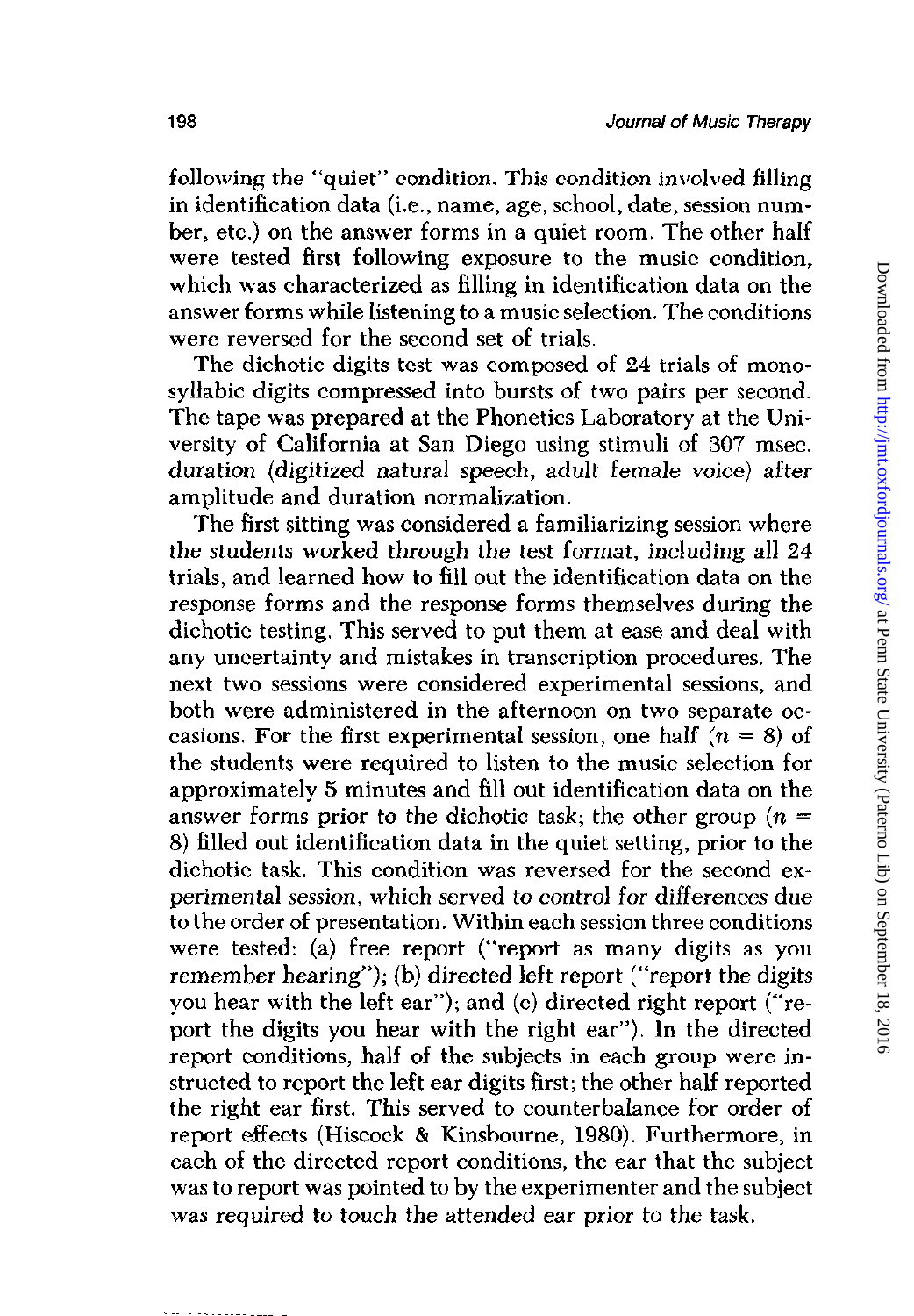following the "quiet" condition. This condition involved filling in identification data (i.e., name, age, school, date, session number, etc.) on the answer forms in a quiet room. The other half were tested first following exposure to the music condition, which was characterized as filling in identification data on the answer forms while listening to a music selection. The conditions were reversed for the second set of trials.

The dichotic digits test was composed of 24 trials of monosyllabic digits compressed into bursts of two pairs per second. The tape was prepared at the Phonetics Laboratory at the University of California at San Diego using stimuli of 307 msec. duration (digitized natural speech, adult female voice) after amplitude and duration normalization.

The first sitting was considered a familiarizing session where the students worked through the test format, including all 24 trials, and learned how to fill out the identification data on the response forms and the response forms themselves during the dichotic testing. This served to put them at ease and deal with any uncertainty and mistakes in transcription procedures. The next two sessions were considered experimental sessions, and both were administered in the afternoon on two separate occasions. For the first experimental session, one half ($n = 8$) of the students were required to listen to the music selection for approximately 5 minutes and fill out identification data on the answer forms prior to the dichotic task; the other group ($n = 8$) filled out identification data in the quiet setting, prior to the dichotic task. This condition was reversed for the second experimental session, which served to control for differences due to the order of presentation. Within each session three conditions were tested: (a) free report ("report as many digits as you remember hearing"); (b) directed left report ("report the digits you hear with the left ear"); and (c) directed right report ("report the digits you hear with the right ear"). In the directed report conditions, half of the subjects in each group were instructed to report the left ear digits first; the other half reported the right ear first. This served to counterbalance for order of report effects (Hiscock & Kinsbourne, 1980). Furthermore, in each of the directed report conditions, the ear that the subject was to report was pointed to by the experimenter and the subject was required to touch the attended ear prior to the task.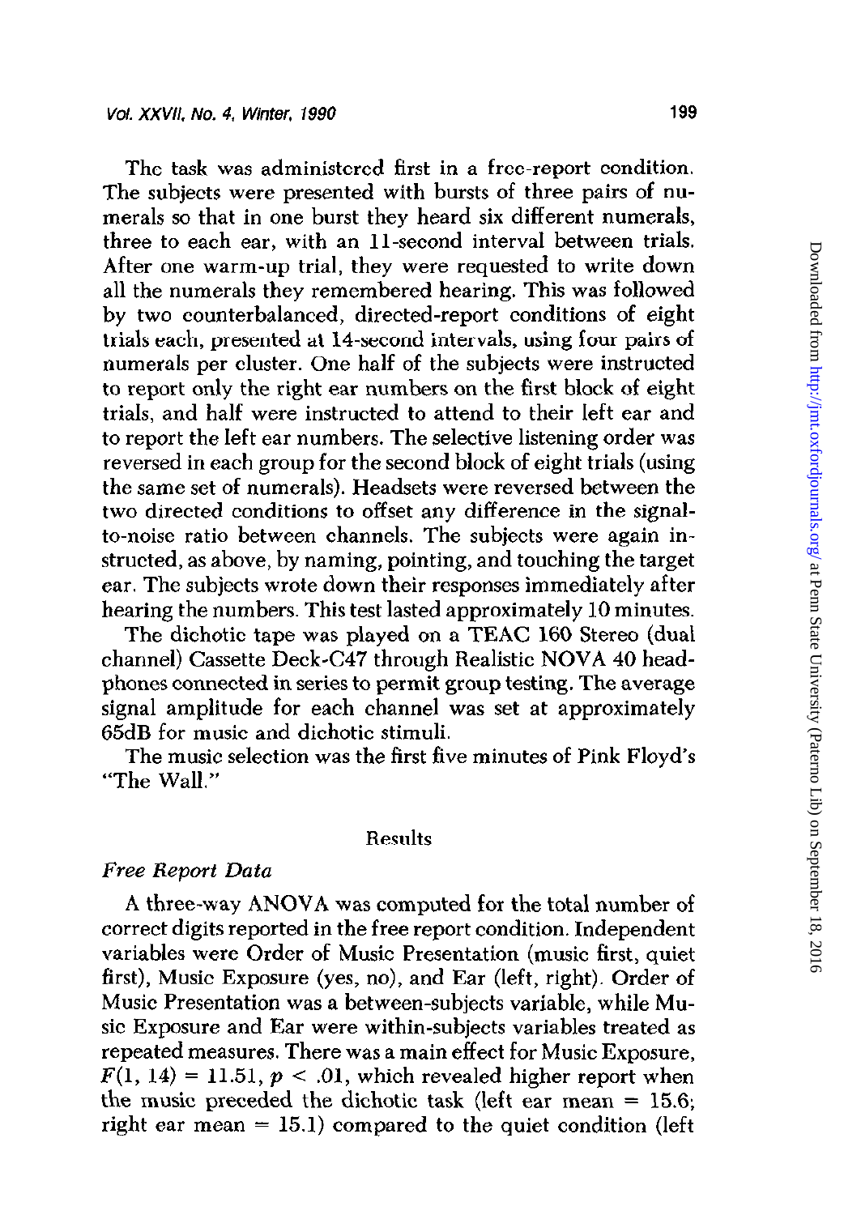The task was administered first in a free-report condition. The subjects were presented with bursts of three pairs of numerals so that in one burst they heard six different numerals, three to each ear, with an 11-second interval between trials. After one warm-up trial, they were requested to write down all the numerals they remembered hearing. This was followed by two counterbalanced, directed-report conditions of eight trials each, presented at 14-second intervals, using four pairs of numerals per cluster. One half of the subjects were instructed to report only the right ear numbers on the first block of eight trials, and half were instructed to attend to their left ear and to report the left ear numbers. The selective listening order was reversed in each group for the second block of eight trials (using the same set of numerals). Headsets were reversed between the two directed conditions to offset any difference in the signal-to-noise ratio between channels. The subjects were again instructed, as above, by naming, pointing, and touching the target ear. The subjects wrote down their responses immediately after hearing the numbers. This test lasted approximately 10 minutes.

The dichotic tape was played on a TEAC 160 Stereo (dual channel) Cassette Deck-C47 through Realistic NOVA 40 headphones connected in series to permit group testing. The average signal amplitude for each channel was set at approximately 65dB for music and dichotic stimuli.

The music selection was the first five minutes of Pink Floyd's "The Wall."

## Results

### *Free Report Data*

A three-way ANOVA was computed for the total number of correct digits reported in the free report condition. Independent variables were Order of Music Presentation (music first, quiet first), Music Exposure (yes, no), and Ear (left, right). Order of Music Presentation was a between-subjects variable, while Music Exposure and Ear were within-subjects variables treated as repeated measures. There was a main effect for Music Exposure, $F(1, 14) = 11.51$, $p < .01$, which revealed higher report when the music preceded the dichotic task (left ear mean = 15.6; right ear mean = 15.1) compared to the quiet condition (left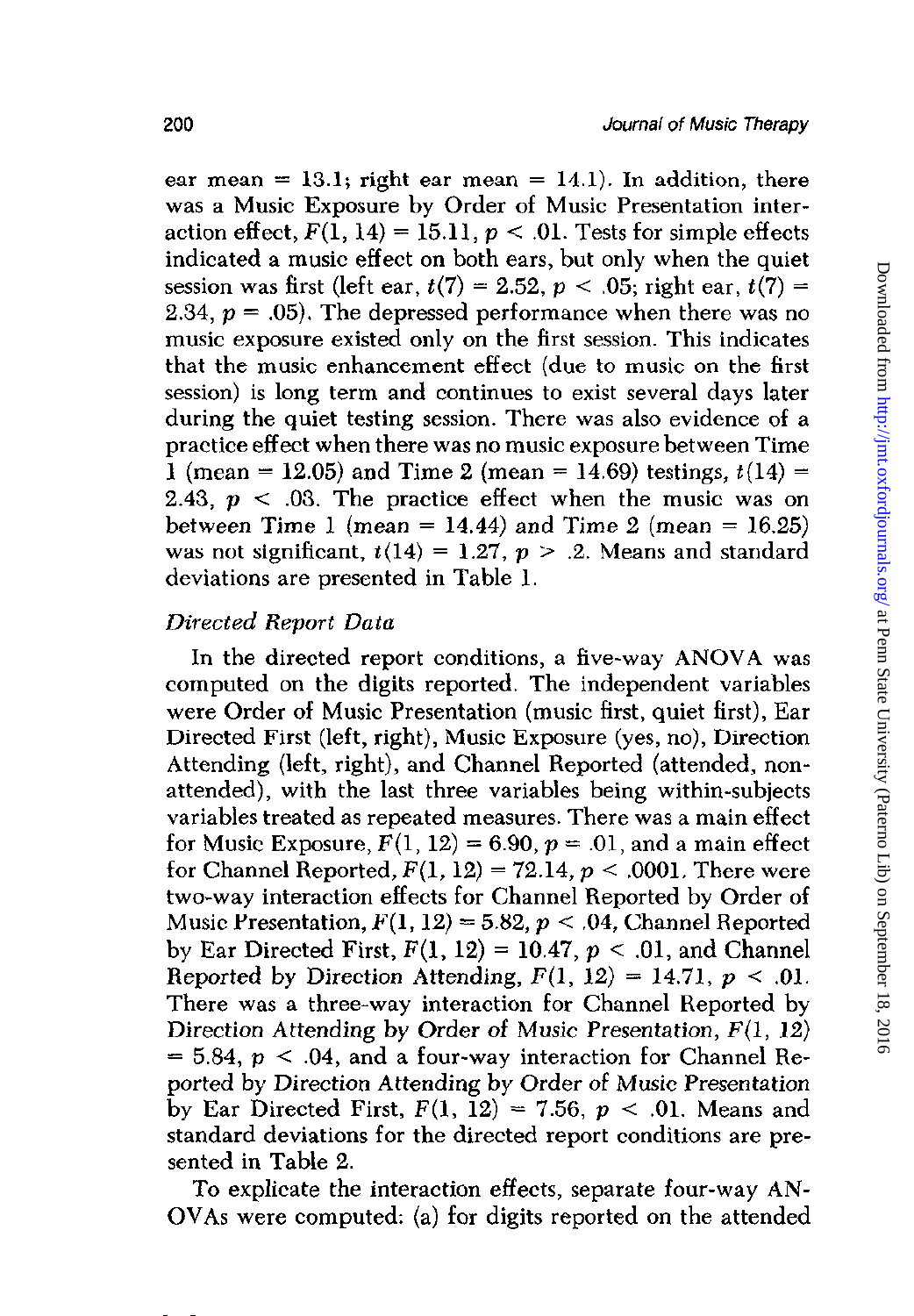ear mean = 13.1; right ear mean = 14.1). In addition, there was a Music Exposure by Order of Music Presentation interaction effect, $F(1, 14) = 15.11$, $p < .01$. Tests for simple effects indicated a music effect on both ears, but only when the quiet session was first (left ear, $t(7) = 2.52$, $p < .05$; right ear, $t(7) = 2.34$, $p = .05$). The depressed performance when there was no music exposure existed only on the first session. This indicates that the music enhancement effect (due to music on the first session) is long term and continues to exist several days later during the quiet testing session. There was also evidence of a practice effect when there was no music exposure between Time 1 (mean = 12.05) and Time 2 (mean = 14.69) testings, $t(14) = 2.43$, $p < .03$. The practice effect when the music was on between Time 1 (mean = 14.44) and Time 2 (mean = 16.25) was not significant, $t(14) = 1.27$, $p > .2$. Means and standard deviations are presented in Table 1.

### *Directed Report Data*

In the directed report conditions, a five-way ANOVA was computed on the digits reported. The independent variables were Order of Music Presentation (music first, quiet first), Ear Directed First (left, right), Music Exposure (yes, no), Direction Attending (left, right), and Channel Reported (attended, non-attended), with the last three variables being within-subjects variables treated as repeated measures. There was a main effect for Music Exposure, $F(1, 12) = 6.90$, $p = .01$, and a main effect for Channel Reported, $F(1, 12) = 72.14$, $p < .0001$. There were two-way interaction effects for Channel Reported by Order of Music Presentation, $F(1, 12) = 5.82$, $p < .04$, Channel Reported by Ear Directed First, $F(1, 12) = 10.47$, $p < .01$, and Channel Reported by Direction Attending, $F(1, 12) = 14.71$, $p < .01$. There was a three-way interaction for Channel Reported by Direction Attending by Order of Music Presentation, $F(1, 12) = 5.84$, $p < .04$, and a four-way interaction for Channel Reported by Direction Attending by Order of Music Presentation by Ear Directed First, $F(1, 12) = 7.56$, $p < .01$. Means and standard deviations for the directed report conditions are presented in Table 2.

To explicate the interaction effects, separate four-way ANOVAs were computed: (a) for digits reported on the attended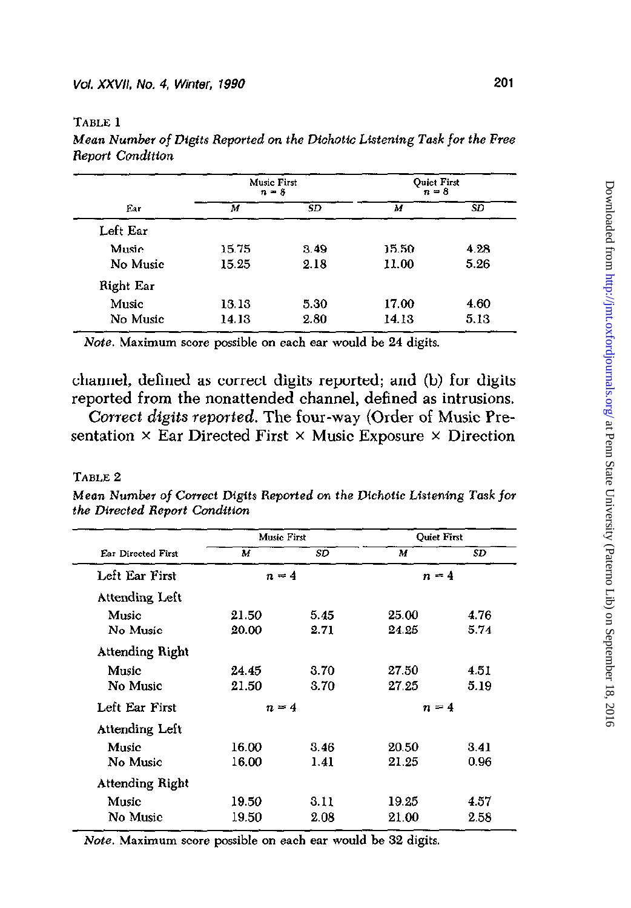TABLE 1

*Mean Number of Digits Reported on the Dichotic Listening Task for the Free Report Condition*

| Ear | Music First $n = 8$ | | Quiet First $n = 8$ | |
|---|---|---|---|---|
| | *M* | *SD* | *M* | *SD* |
| Left Ear | | | | |
| Music | 15.75 | 3.49 | 15.50 | 4.28 |
| No Music | 15.25 | 2.18 | 11.00 | 5.26 |
| Right Ear | | | | |
| Music | 13.13 | 5.30 | 17.00 | 4.60 |
| No Music | 14.13 | 2.80 | 14.13 | 5.13 |

*Note.* Maximum score possible on each ear would be 24 digits.

channel, defined as correct digits reported; and (b) for digits reported from the nonattended channel, defined as intrusions.

*Correct digits reported.* The four-way (Order of Music Presentation × Ear Directed First × Music Exposure × Direction

TABLE 2

*Mean Number of Correct Digits Reported on the Dichotic Listening Task for the Directed Report Condition*

| Ear Directed First | Music First | | Quiet First | |
|---|---|---|---|---|
| | *M* | *SD* | *M* | *SD* |
| Left Ear First | $n = 4$ | | $n = 4$ | |
| Attending Left | | | | |
| Music | 21.50 | 5.45 | 25.00 | 4.76 |
| No Music | 20.00 | 2.71 | 24.25 | 5.74 |
| Attending Right | | | | |
| Music | 24.45 | 3.70 | 27.50 | 4.51 |
| No Music | 21.50 | 3.70 | 27.25 | 5.19 |
| Left Ear First | $n = 4$ | | $n = 4$ | |
| Attending Left | | | | |
| Music | 16.00 | 3.46 | 20.50 | 3.41 |
| No Music | 16.00 | 1.41 | 21.25 | 0.96 |
| Attending Right | | | | |
| Music | 19.50 | 3.11 | 19.25 | 4.57 |
| No Music | 19.50 | 2.08 | 21.00 | 2.58 |

*Note.* Maximum score possible on each ear would be 32 digits.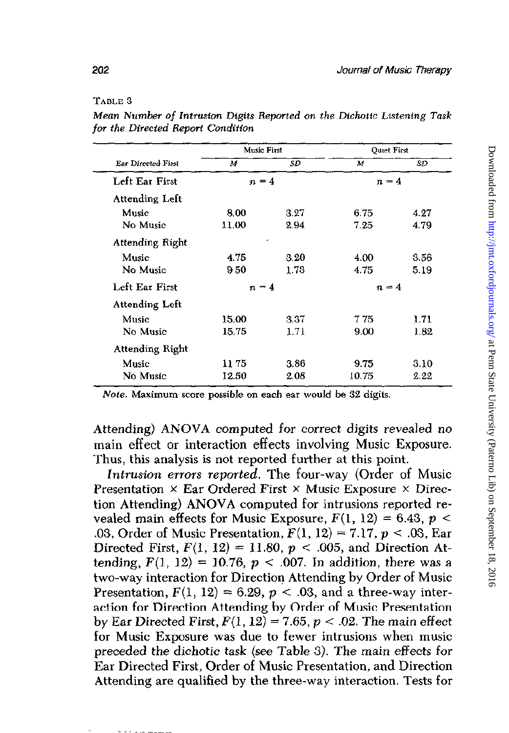TABLE 3

*Mean Number of Intrusion Digits Reported on the Dichotic Listening Task for the Directed Report Condition*

| Ear Directed First | Music First | | Quiet First | |
|---|---|---|---|---|
| | *M* | *SD* | *M* | *SD* |
| Left Ear First | $n = 4$ | | $n = 4$ | |
| Attending Left | | | | |
| Music | 8.00 | 3.27 | 6.75 | 4.27 |
| No Music | 11.00 | 2.94 | 7.25 | 4.79 |
| Attending Right | | | | |
| Music | 4.75 | 3.20 | 4.00 | 3.56 |
| No Music | 9 50 | 1.73 | 4.75 | 5.19 |
| Left Ear First | $n = 4$ | | $n = 4$ | |
| Attending Left | | | | |
| Music | 15.00 | 3.37 | 7 75 | 1.71 |
| No Music | 15.75 | 1.71 | 9.00 | 1.82 |
| Attending Right | | | | |
| Music | 11 75 | 3.86 | 9.75 | 3.10 |
| No Music | 12.50 | 2.08 | 10.75 | 2.22 |

*Note.* Maximum score possible on each ear would be 32 digits.

Attending) ANOVA computed for correct digits revealed no main effect or interaction effects involving Music Exposure. Thus, this analysis is not reported further at this point.

*Intrusion errors reported.* The four-way (Order of Music Presentation × Ear Ordered First × Music Exposure × Direction Attending) ANOVA computed for intrusions reported revealed main effects for Music Exposure, $F(1, 12) = 6.43$, $p < .03$, Order of Music Presentation, $F(1, 12) = 7.17$, $p < .03$, Ear Directed First, $F(1, 12) = 11.80$, $p < .005$, and Direction Attending, $F(1, 12) = 10.76$, $p < .007$. In addition, there was a two-way interaction for Direction Attending by Order of Music Presentation, $F(1, 12) = 6.29$, $p < .03$, and a three-way interaction for Direction Attending by Order of Music Presentation by Ear Directed First, $F(1, 12) = 7.65$, $p < .02$. The main effect for Music Exposure was due to fewer intrusions when music preceded the dichotic task (see Table 3). The main effects for Ear Directed First, Order of Music Presentation, and Direction Attending are qualified by the three-way interaction. Tests for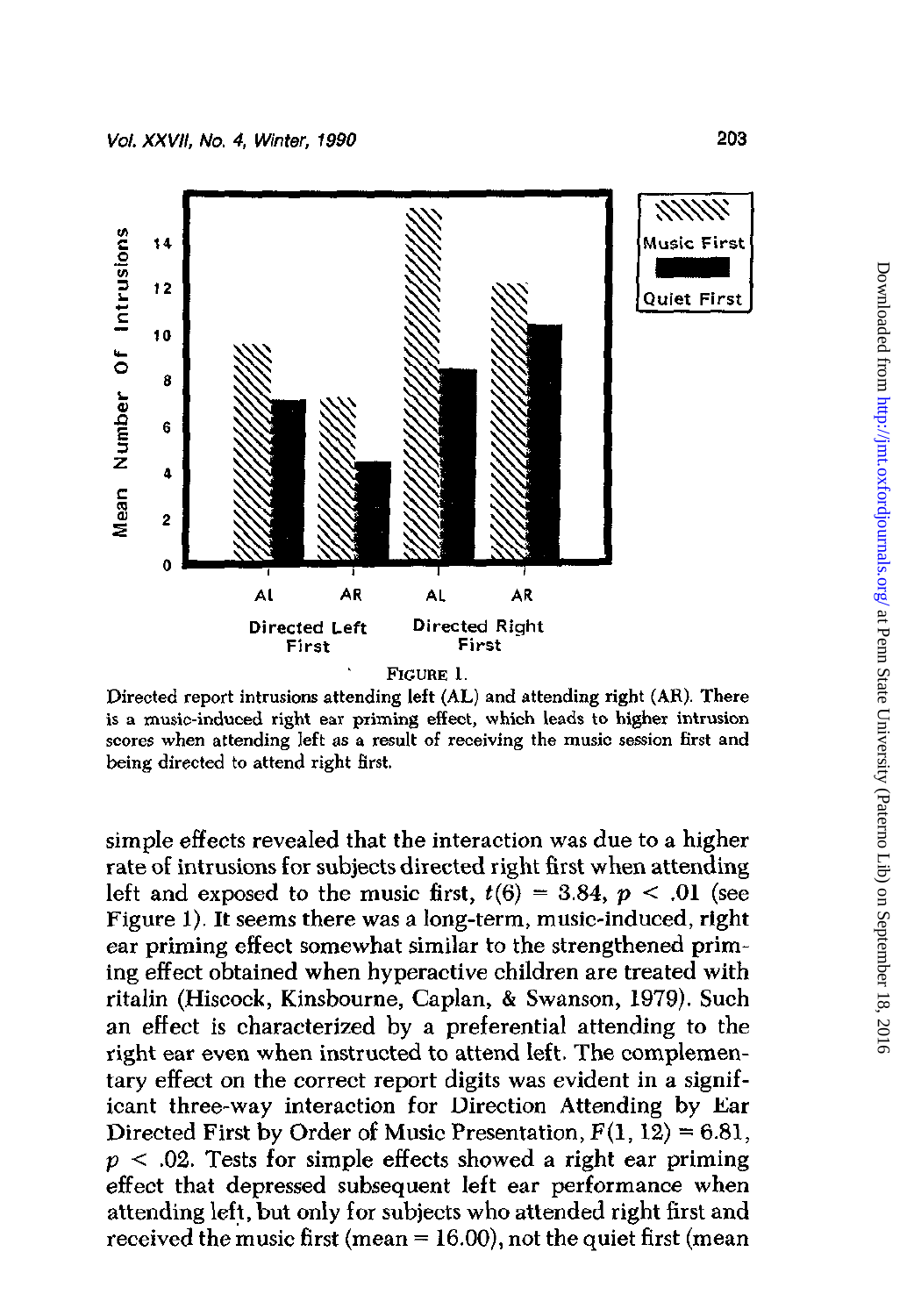FIGURE 1.

Directed report intrusions attending left (AL) and attending right (AR). There is a music-induced right ear priming effect, which leads to higher intrusion scores when attending left as a result of receiving the music session first and being directed to attend right first.

simple effects revealed that the interaction was due to a higher rate of intrusions for subjects directed right first when attending left and exposed to the music first, $t(6) = 3.84$, $p < .01$ (see Figure 1). It seems there was a long-term, music-induced, right ear priming effect somewhat similar to the strengthened priming effect obtained when hyperactive children are treated with ritalin (Hiscock, Kinsbourne, Caplan, & Swanson, 1979). Such an effect is characterized by a preferential attending to the right ear even when instructed to attend left. The complementary effect on the correct report digits was evident in a significant three-way interaction for Direction Attending by Ear Directed First by Order of Music Presentation, $F(1, 12) = 6.81$, $p < .02$. Tests for simple effects showed a right ear priming effect that depressed subsequent left ear performance when attending left, but only for subjects who attended right first and received the music first (mean = 16.00), not the quiet first (mean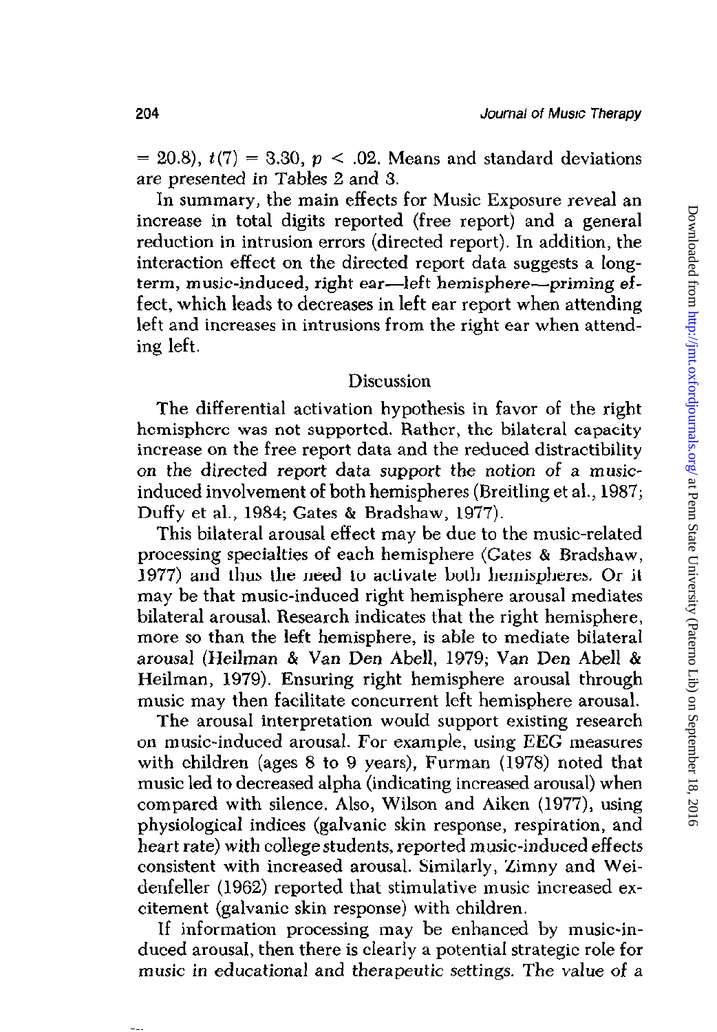= 20.8), $t(7) = 3.30$, $p < .02$. Means and standard deviations are presented in Tables 2 and 3.

In summary, the main effects for Music Exposure reveal an increase in total digits reported (free report) and a general reduction in intrusion errors (directed report). In addition, the interaction effect on the directed report data suggests a long-term, music-induced, right ear—left hemisphere—priming effect, which leads to decreases in left ear report when attending left and increases in intrusions from the right ear when attending left.

## Discussion

The differential activation hypothesis in favor of the right hemisphere was not supported. Rather, the bilateral capacity increase on the free report data and the reduced distractibility on the directed report data support the notion of a music-induced involvement of both hemispheres (Breitling et al., 1987; Duffy et al., 1984; Gates & Bradshaw, 1977).

This bilateral arousal effect may be due to the music-related processing specialties of each hemisphere (Gates & Bradshaw, 1977) and thus the need to activate both hemispheres. Or it may be that music-induced right hemisphere arousal mediates bilateral arousal. Research indicates that the right hemisphere, more so than the left hemisphere, is able to mediate bilateral arousal (Heilman & Van Den Abell, 1979; Van Den Abell & Heilman, 1979). Ensuring right hemisphere arousal through music may then facilitate concurrent left hemisphere arousal.

The arousal interpretation would support existing research on music-induced arousal. For example, using EEG measures with children (ages 8 to 9 years), Furman (1978) noted that music led to decreased alpha (indicating increased arousal) when compared with silence. Also, Wilson and Aiken (1977), using physiological indices (galvanic skin response, respiration, and heart rate) with college students, reported music-induced effects consistent with increased arousal. Similarly, Zimny and Weidenfeller (1962) reported that stimulative music increased excitement (galvanic skin response) with children.

If information processing may be enhanced by music-induced arousal, then there is clearly a potential strategic role for music in educational and therapeutic settings. The value of a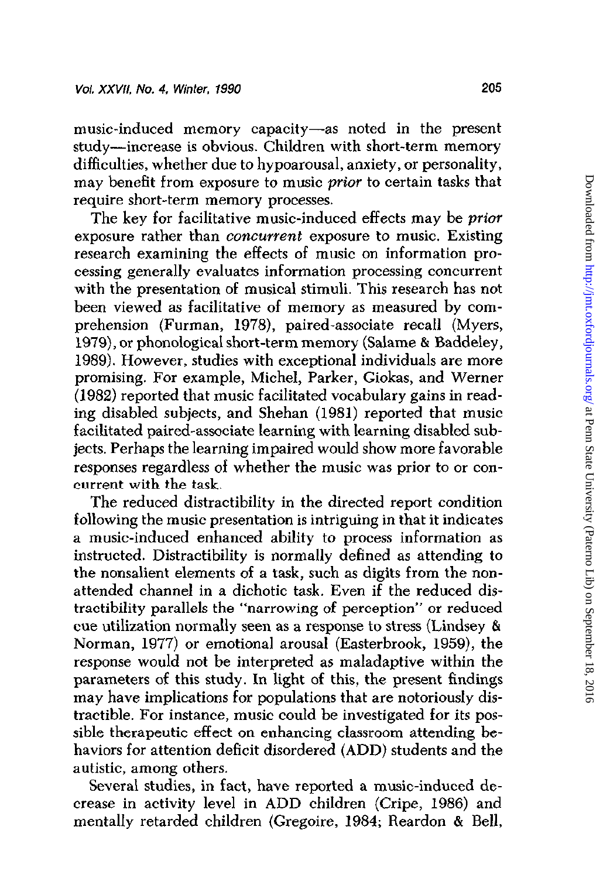music-induced memory capacity—as noted in the present study—increase is obvious. Children with short-term memory difficulties, whether due to hypoarousal, anxiety, or personality, may benefit from exposure to music *prior* to certain tasks that require short-term memory processes.

The key for facilitative music-induced effects may be *prior* exposure rather than *concurrent* exposure to music. Existing research examining the effects of music on information processing generally evaluates information processing concurrent with the presentation of musical stimuli. This research has not been viewed as facilitative of memory as measured by comprehension (Furman, 1978), paired-associate recall (Myers, 1979), or phonological short-term memory (Salame & Baddeley, 1989). However, studies with exceptional individuals are more promising. For example, Michel, Parker, Giokas, and Werner (1982) reported that music facilitated vocabulary gains in reading disabled subjects, and Shehan (1981) reported that music facilitated paired-associate learning with learning disabled subjects. Perhaps the learning impaired would show more favorable responses regardless of whether the music was prior to or concurrent with the task.

The reduced distractibility in the directed report condition following the music presentation is intriguing in that it indicates a music-induced enhanced ability to process information as instructed. Distractibility is normally defined as attending to the nonsalient elements of a task, such as digits from the nonattended channel in a dichotic task. Even if the reduced distractibility parallels the "narrowing of perception" or reduced cue utilization normally seen as a response to stress (Lindsey & Norman, 1977) or emotional arousal (Easterbrook, 1959), the response would not be interpreted as maladaptive within the parameters of this study. In light of this, the present findings may have implications for populations that are notoriously distractible. For instance, music could be investigated for its possible therapeutic effect on enhancing classroom attending behaviors for attention deficit disordered (ADD) students and the autistic, among others.

Several studies, in fact, have reported a music-induced decrease in activity level in ADD children (Cripe, 1986) and mentally retarded children (Gregoire, 1984; Reardon & Bell,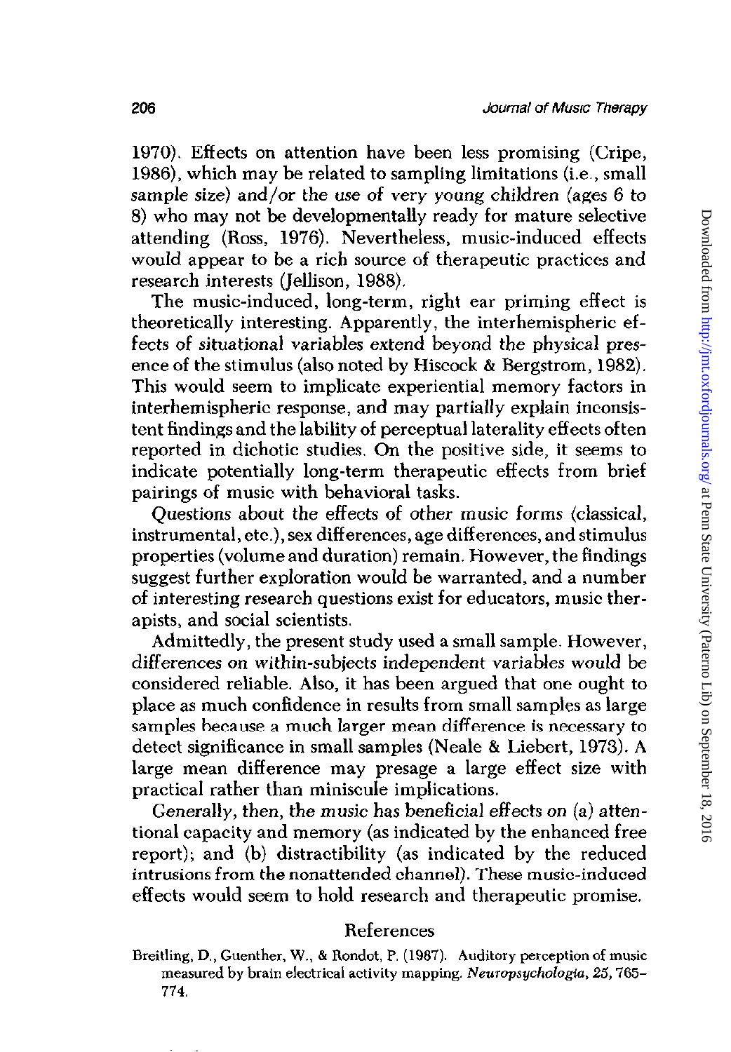1970). Effects on attention have been less promising (Cripe, 1986), which may be related to sampling limitations (i.e., small sample size) and/or the use of very young children (ages 6 to 8) who may not be developmentally ready for mature selective attending (Ross, 1976). Nevertheless, music-induced effects would appear to be a rich source of therapeutic practices and research interests (Jellison, 1988).

The music-induced, long-term, right ear priming effect is theoretically interesting. Apparently, the interhemispheric effects of situational variables extend beyond the physical presence of the stimulus (also noted by Hiscock & Bergstrom, 1982). This would seem to implicate experiential memory factors in interhemispheric response, and may partially explain inconsistent findings and the lability of perceptual laterality effects often reported in dichotic studies. On the positive side, it seems to indicate potentially long-term therapeutic effects from brief pairings of music with behavioral tasks.

Questions about the effects of other music forms (classical, instrumental, etc.), sex differences, age differences, and stimulus properties (volume and duration) remain. However, the findings suggest further exploration would be warranted, and a number of interesting research questions exist for educators, music therapists, and social scientists.

Admittedly, the present study used a small sample. However, differences on within-subjects independent variables would be considered reliable. Also, it has been argued that one ought to place as much confidence in results from small samples as large samples because a much larger mean difference is necessary to detect significance in small samples (Neale & Liebert, 1973). A large mean difference may presage a large effect size with practical rather than miniscule implications.

Generally, then, the music has beneficial effects on (a) attentional capacity and memory (as indicated by the enhanced free report); and (b) distractibility (as indicated by the reduced intrusions from the nonattended channel). These music-induced effects would seem to hold research and therapeutic promise.

## References

Breitling, D., Guenther, W., & Rondot, P. (1987). Auditory perception of music measured by brain electrical activity mapping. *Neuropsychologia, 25*, 765–774.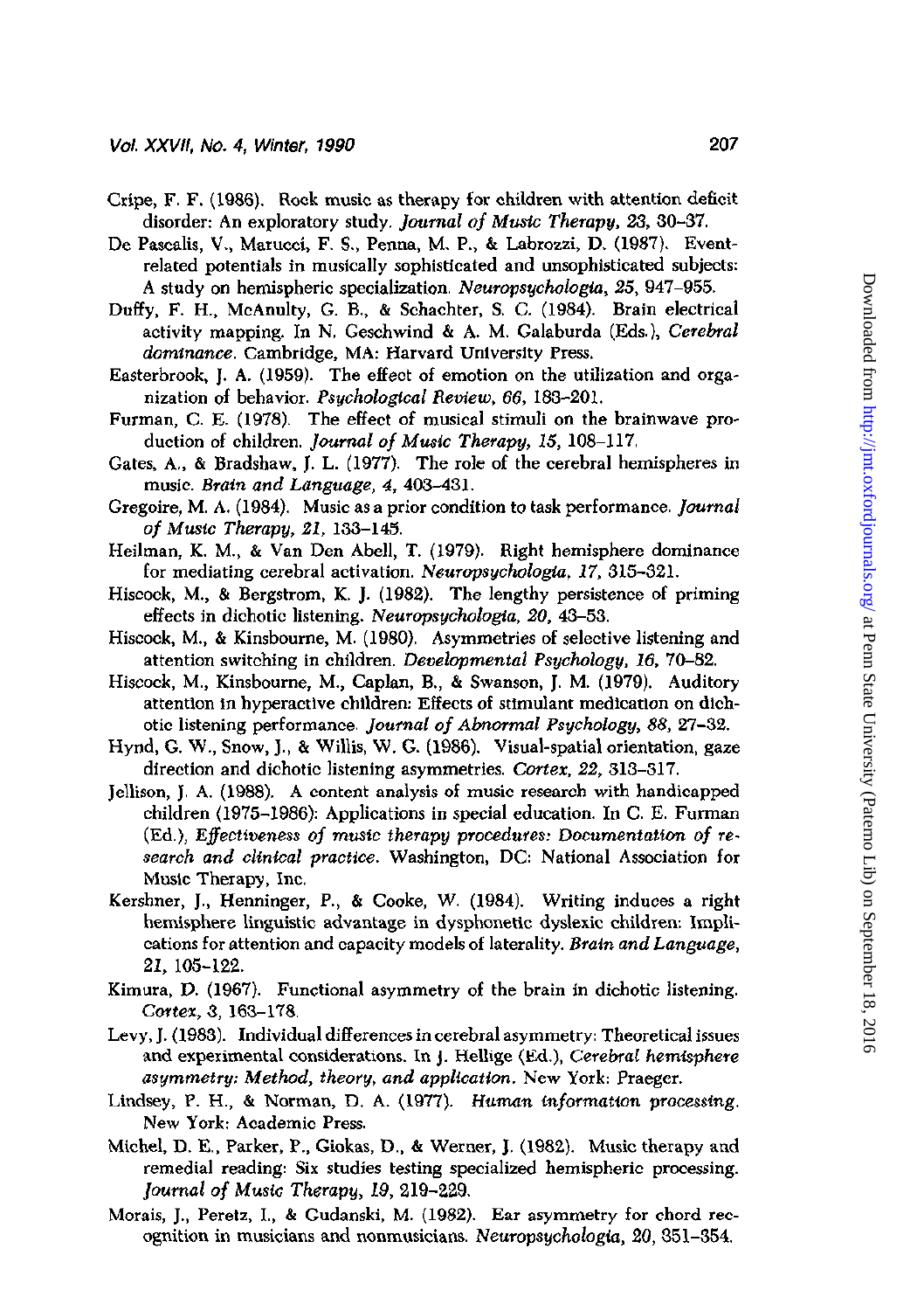Cripe, F. F. (1986). Rock music as therapy for children with attention deficit disorder: An exploratory study. *Journal of Music Therapy, 23,* 30–37.

De Pascalis, V., Marucci, F. S., Penna, M. P., & Labrozzi, D. (1987). Event-related potentials in musically sophisticated and unsophisticated subjects: A study on hemispheric specialization. *Neuropsychologia, 25,* 947–955.

Duffy, F. H., McAnulty, G. B., & Schachter, S. C. (1984). Brain electrical activity mapping. In N. Geschwind & A. M. Galaburda (Eds.), *Cerebral dominance.* Cambridge, MA: Harvard University Press.

Easterbrook, J. A. (1959). The effect of emotion on the utilization and organization of behavior. *Psychological Review, 66,* 183–201.

Furman, C. E. (1978). The effect of musical stimuli on the brainwave production of children. *Journal of Music Therapy, 15,* 108–117.

Gates, A., & Bradshaw, J. L. (1977). The role of the cerebral hemispheres in music. *Brain and Language, 4,* 403–431.

Gregoire, M. A. (1984). Music as a prior condition to task performance. *Journal of Music Therapy, 21,* 133–145.

Heilman, K. M., & Van Den Abell, T. (1979). Right hemisphere dominance for mediating cerebral activation. *Neuropsychologia, 17,* 315–321.

Hiscock, M., & Bergstrom, K. J. (1982). The lengthy persistence of priming effects in dichotic listening. *Neuropsychologia, 20,* 43–53.

Hiscock, M., & Kinsbourne, M. (1980). Asymmetries of selective listening and attention switching in children. *Developmental Psychology, 16,* 70–82.

Hiscock, M., Kinsbourne, M., Caplan, B., & Swanson, J. M. (1979). Auditory attention in hyperactive children: Effects of stimulant medication on dichotic listening performance. *Journal of Abnormal Psychology, 88,* 27–32.

Hynd, G. W., Snow, J., & Willis, W. G. (1986). Visual-spatial orientation, gaze direction and dichotic listening asymmetries. *Cortex, 22,* 313–317.

Jellison, J. A. (1988). A content analysis of music research with handicapped children (1975–1986): Applications in special education. In C. E. Furman (Ed.), *Effectiveness of music therapy procedures: Documentation of research and clinical practice.* Washington, DC: National Association for Music Therapy, Inc.

Kershner, J., Henninger, P., & Cooke, W. (1984). Writing induces a right hemisphere linguistic advantage in dysphonetic dyslexic children: Implications for attention and capacity models of laterality. *Brain and Language, 21,* 105–122.

Kimura, D. (1967). Functional asymmetry of the brain in dichotic listening. *Cortex, 3,* 163–178.

Levy, J. (1983). Individual differences in cerebral asymmetry: Theoretical issues and experimental considerations. In J. Hellige (Ed.), *Cerebral hemisphere asymmetry: Method, theory, and application.* New York: Praeger.

Lindsey, P. H., & Norman, D. A. (1977). *Human information processing.* New York: Academic Press.

Michel, D. E., Parker, P., Giokas, D., & Werner, J. (1982). Music therapy and remedial reading: Six studies testing specialized hemispheric processing. *Journal of Music Therapy, 19,* 219–229.

Morais, J., Peretz, I., & Gudanski, M. (1982). Ear asymmetry for chord recognition in musicians and nonmusicians. *Neuropsychologia, 20,* 351–354.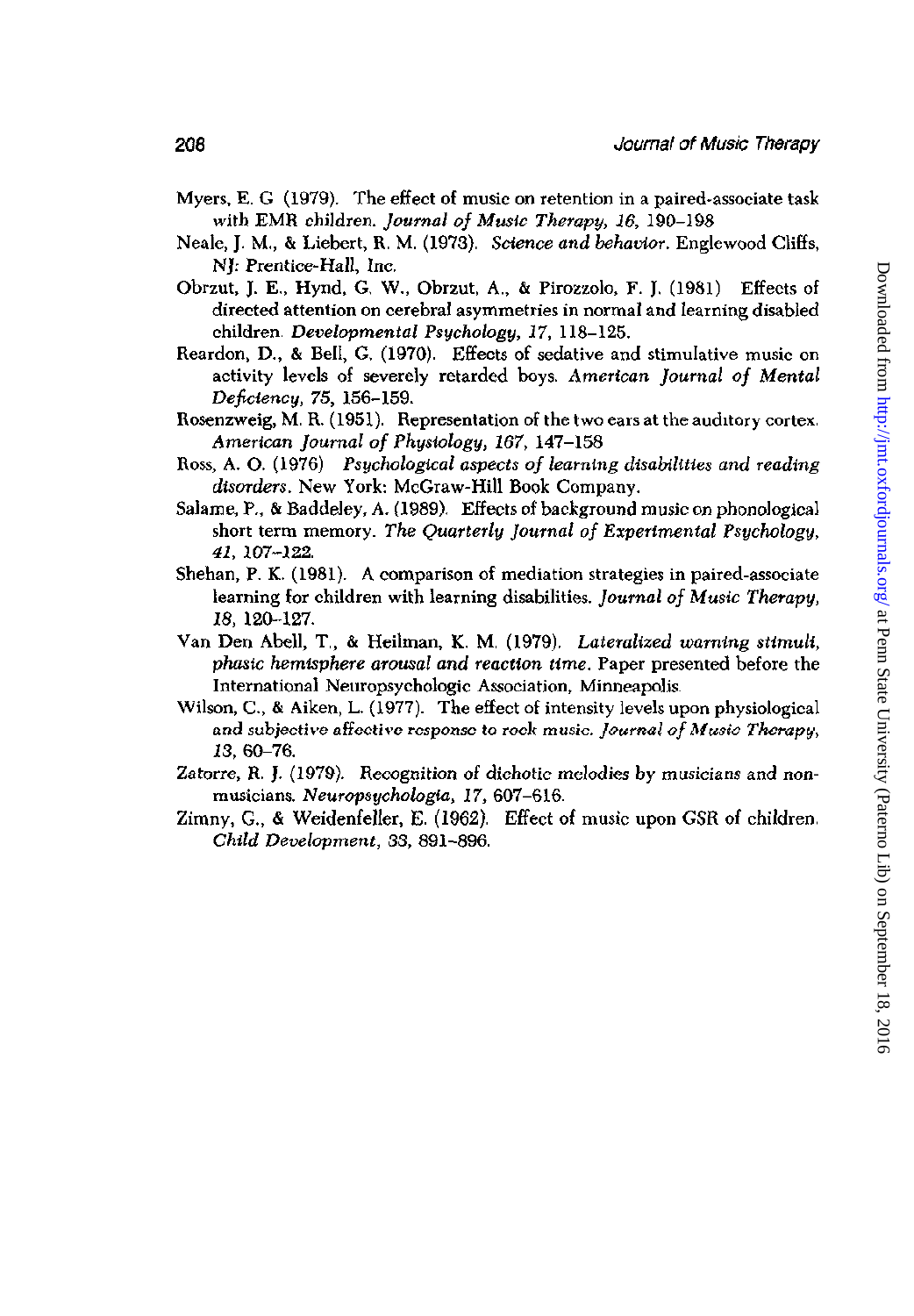Myers, E. G (1979). The effect of music on retention in a paired-associate task with EMR children. *Journal of Music Therapy, 16*, 190–198

Neale, J. M., & Liebert, R. M. (1973). *Science and behavior*. Englewood Cliffs, NJ: Prentice-Hall, Inc.

Obrzut, J. E., Hynd, G. W., Obrzut, A., & Pirozzolo, F. J. (1981) Effects of directed attention on cerebral asymmetries in normal and learning disabled children. *Developmental Psychology, 17*, 118–125.

Reardon, D., & Bell, G. (1970). Effects of sedative and stimulative music on activity levels of severely retarded boys. *American Journal of Mental Deficiency, 75*, 156–159.

Rosenzweig, M. R. (1951). Representation of the two ears at the auditory cortex. *American Journal of Physiology, 167*, 147–158

Ross, A. O. (1976) *Psychological aspects of learning disabilities and reading disorders*. New York: McGraw-Hill Book Company.

Salame, P., & Baddeley, A. (1989). Effects of background music on phonological short term memory. *The Quarterly Journal of Experimental Psychology, 41*, 107–122.

Shehan, P. K. (1981). A comparison of mediation strategies in paired-associate learning for children with learning disabilities. *Journal of Music Therapy, 18*, 120–127.

Van Den Abell, T., & Heilman, K. M. (1979). *Lateralized warning stimuli, phasic hemisphere arousal and reaction time*. Paper presented before the International Neuropsychologic Association, Minneapolis.

Wilson, C., & Aiken, L. (1977). The effect of intensity levels upon physiological and subjective affective response to rock music. *Journal of Music Therapy, 13*, 60–76.

Zatorre, R. J. (1979). Recognition of dichotic melodies by musicians and non-musicians. *Neuropsychologia, 17*, 607–616.

Zimny, G., & Weidenfeller, E. (1962). Effect of music upon GSR of children. *Child Development, 33*, 891–896.